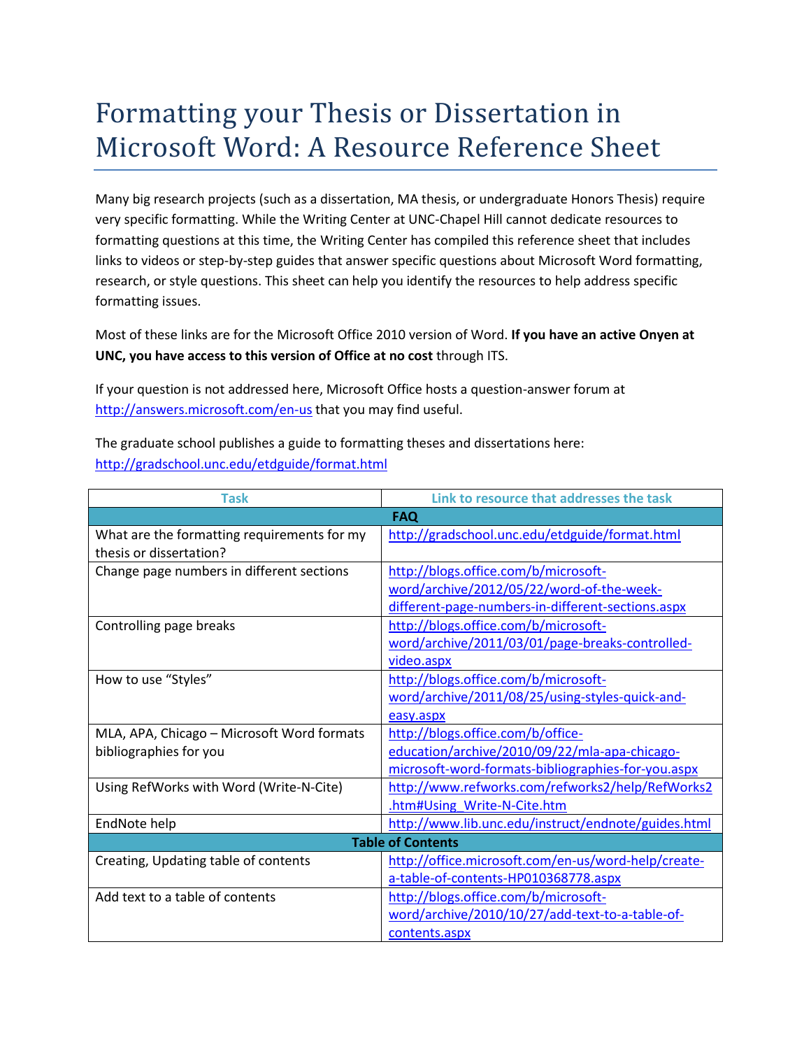# Formatting your Thesis or Dissertation in Microsoft Word: A Resource Reference Sheet

Many big research projects (such as a dissertation, MA thesis, or undergraduate Honors Thesis) require very specific formatting. While the Writing Center at UNC-Chapel Hill cannot dedicate resources to formatting questions at this time, the Writing Center has compiled this reference sheet that includes links to videos or step-by-step guides that answer specific questions about Microsoft Word formatting, research, or style questions. This sheet can help you identify the resources to help address specific formatting issues.

Most of these links are for the Microsoft Office 2010 version of Word. **If you have an active Onyen at UNC, you have access to this version of Office at no cost** through ITS.

If your question is not addressed here, Microsoft Office hosts a question-answer forum at http://answers.microsoft.com/en-us that you may find useful.

The graduate school publishes a guide to formatting theses and dissertations here: http://gradschool.unc.edu/etdguide/format.html

| Task | Link to resource that addresses the task |
|---|---|
| **FAQ** | |
| What are the formatting requirements for my thesis or dissertation? | http://gradschool.unc.edu/etdguide/format.html |
| Change page numbers in different sections | http://blogs.office.com/b/microsoft-word/archive/2012/05/22/word-of-the-week-different-page-numbers-in-different-sections.aspx |
| Controlling page breaks | http://blogs.office.com/b/microsoft-word/archive/2011/03/01/page-breaks-controlled-video.aspx |
| How to use "Styles" | http://blogs.office.com/b/microsoft-word/archive/2011/08/25/using-styles-quick-and-easy.aspx |
| MLA, APA, Chicago – Microsoft Word formats bibliographies for you | http://blogs.office.com/b/office-education/archive/2010/09/22/mla-apa-chicago-microsoft-word-formats-bibliographies-for-you.aspx |
| Using RefWorks with Word (Write-N-Cite) | http://www.refworks.com/refworks2/help/RefWorks2.htm#Using_Write-N-Cite.htm |
| EndNote help | http://www.lib.unc.edu/instruct/endnote/guides.html |
| **Table of Contents** | |
| Creating, Updating table of contents | http://office.microsoft.com/en-us/word-help/create-a-table-of-contents-HP010368778.aspx |
| Add text to a table of contents | http://blogs.office.com/b/microsoft-word/archive/2010/10/27/add-text-to-a-table-of-contents.aspx |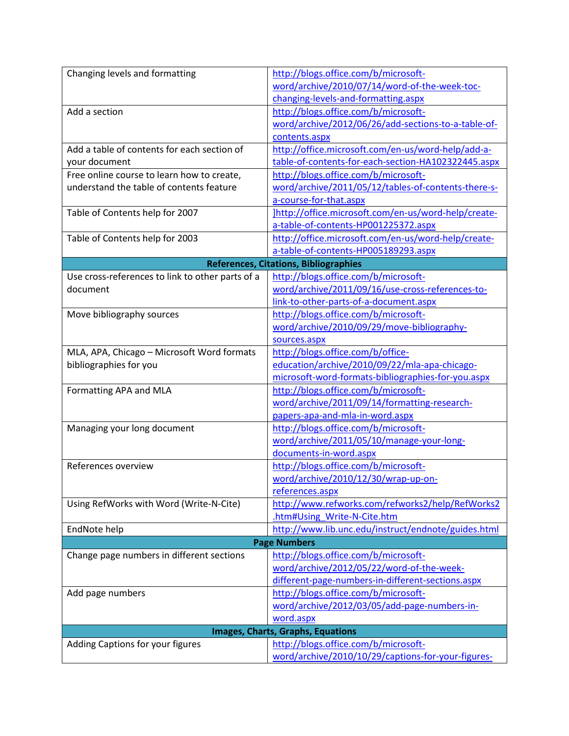| | |
|---|---|
| Changing levels and formatting | http://blogs.office.com/b/microsoft-word/archive/2010/07/14/word-of-the-week-toc-changing-levels-and-formatting.aspx |
| Add a section | http://blogs.office.com/b/microsoft-word/archive/2012/06/26/add-sections-to-a-table-of-contents.aspx |
| Add a table of contents for each section of your document | http://office.microsoft.com/en-us/word-help/add-a-table-of-contents-for-each-section-HA102322445.aspx |
| Free online course to learn how to create, understand the table of contents feature | http://blogs.office.com/b/microsoft-word/archive/2011/05/12/tables-of-contents-there-s-a-course-for-that.aspx |
| Table of Contents help for 2007 | ]http://office.microsoft.com/en-us/word-help/create-a-table-of-contents-HP001225372.aspx |
| Table of Contents help for 2003 | http://office.microsoft.com/en-us/word-help/create-a-table-of-contents-HP005189293.aspx |
| **References, Citations, Bibliographies** | |
| Use cross-references to link to other parts of a document | http://blogs.office.com/b/microsoft-word/archive/2011/09/16/use-cross-references-to-link-to-other-parts-of-a-document.aspx |
| Move bibliography sources | http://blogs.office.com/b/microsoft-word/archive/2010/09/29/move-bibliography-sources.aspx |
| MLA, APA, Chicago – Microsoft Word formats bibliographies for you | http://blogs.office.com/b/office-education/archive/2010/09/22/mla-apa-chicago-microsoft-word-formats-bibliographies-for-you.aspx |
| Formatting APA and MLA | http://blogs.office.com/b/microsoft-word/archive/2011/09/14/formatting-research-papers-apa-and-mla-in-word.aspx |
| Managing your long document | http://blogs.office.com/b/microsoft-word/archive/2011/05/10/manage-your-long-documents-in-word.aspx |
| References overview | http://blogs.office.com/b/microsoft-word/archive/2010/12/30/wrap-up-on-references.aspx |
| Using RefWorks with Word (Write-N-Cite) | http://www.refworks.com/refworks2/help/RefWorks2.htm#Using_Write-N-Cite.htm |
| EndNote help | http://www.lib.unc.edu/instruct/endnote/guides.html |
| **Page Numbers** | |
| Change page numbers in different sections | http://blogs.office.com/b/microsoft-word/archive/2012/05/22/word-of-the-week-different-page-numbers-in-different-sections.aspx |
| Add page numbers | http://blogs.office.com/b/microsoft-word/archive/2012/03/05/add-page-numbers-in-word.aspx |
| **Images, Charts, Graphs, Equations** | |
| Adding Captions for your figures | http://blogs.office.com/b/microsoft-word/archive/2010/10/29/captions-for-your-figures- |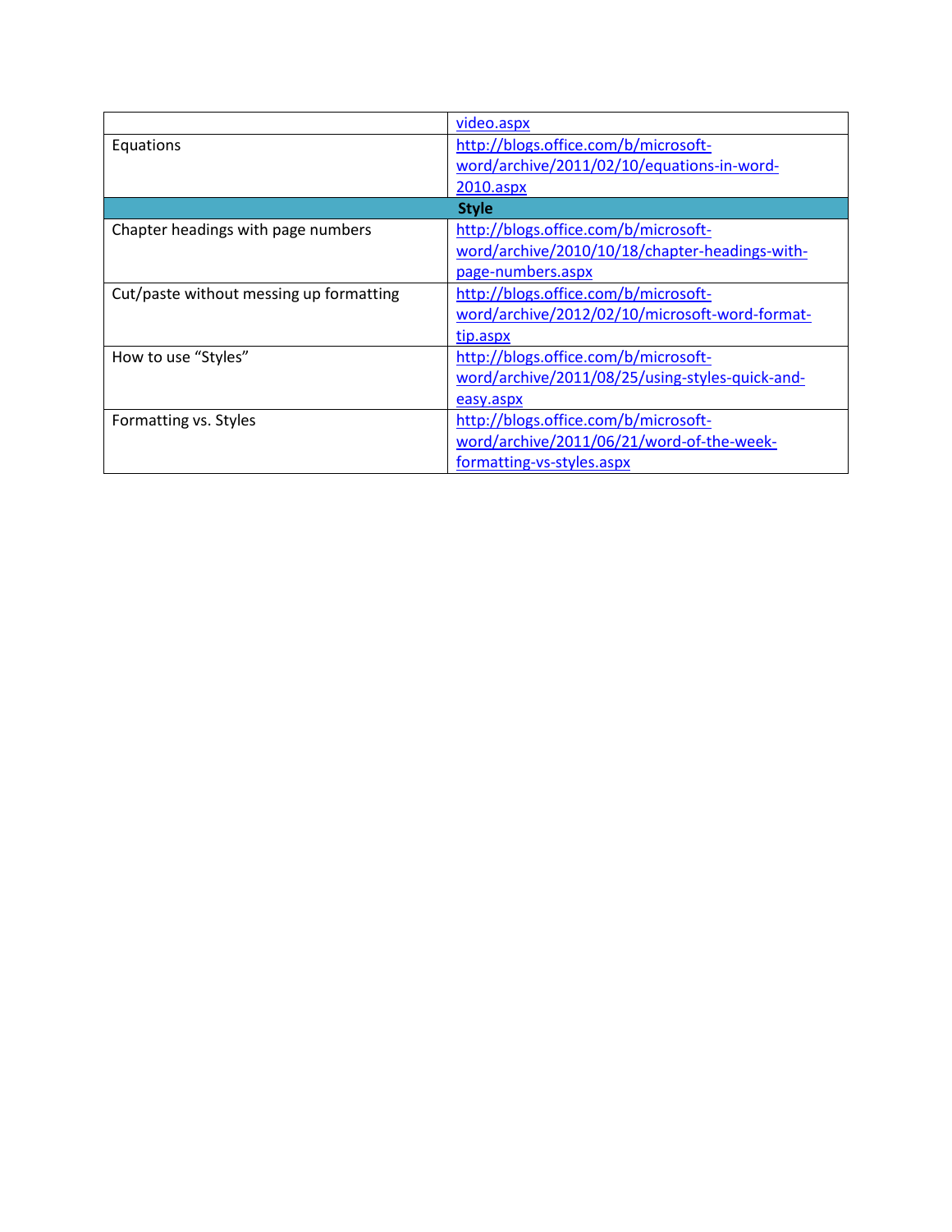| | |
|---|---|
| | video.aspx |
| Equations | http://blogs.office.com/b/microsoft-word/archive/2011/02/10/equations-in-word-2010.aspx |
| **Style** | |
| Chapter headings with page numbers | http://blogs.office.com/b/microsoft-word/archive/2010/10/18/chapter-headings-with-page-numbers.aspx |
| Cut/paste without messing up formatting | http://blogs.office.com/b/microsoft-word/archive/2012/02/10/microsoft-word-format-tip.aspx |
| How to use “Styles” | http://blogs.office.com/b/microsoft-word/archive/2011/08/25/using-styles-quick-and-easy.aspx |
| Formatting vs. Styles | http://blogs.office.com/b/microsoft-word/archive/2011/06/21/word-of-the-week-formatting-vs-styles.aspx |